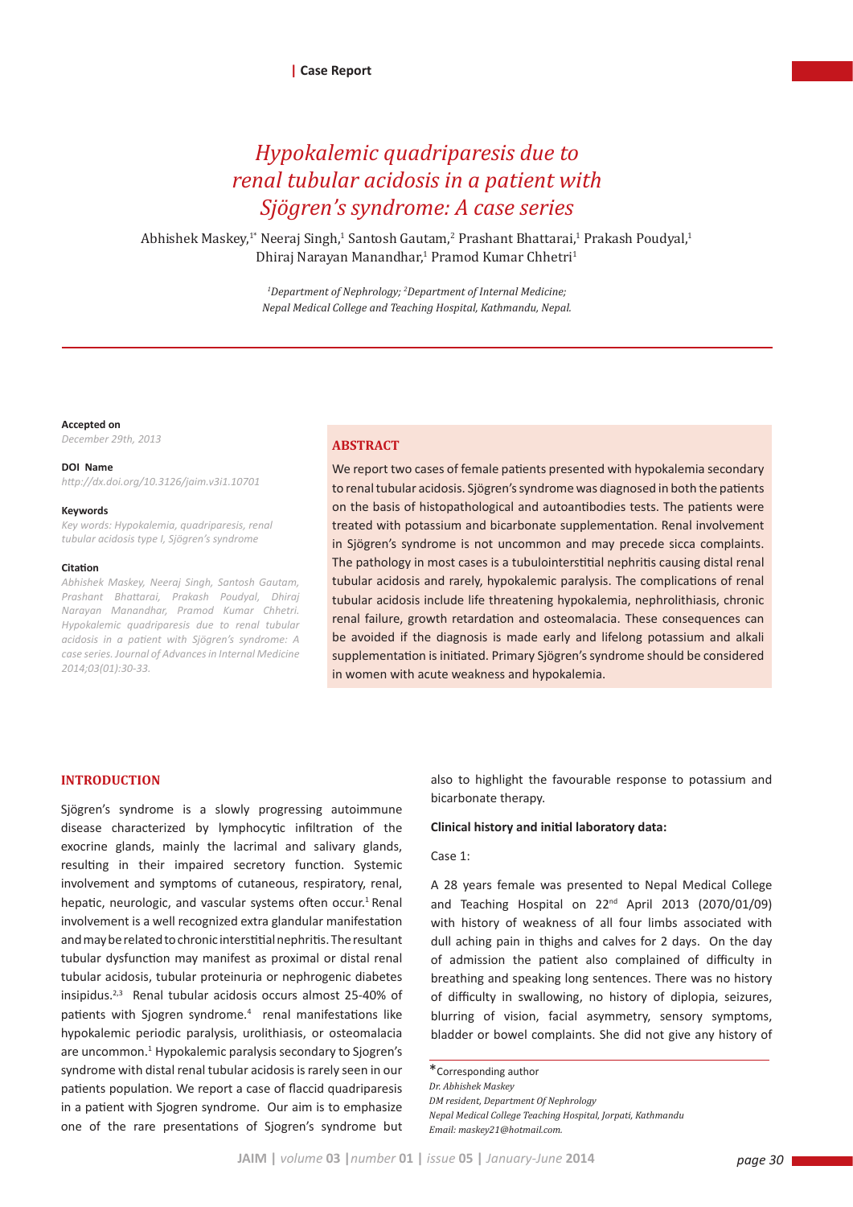Case Report

# Hypokalemic quadriparesis due to renal tubular acidosis in a patient with Sjögren's syndrome: A case series

Abhishek Maskey,[1*] Neeraj Singh,[1] Santosh Gautam,[2] Prashant Bhattarai,[1] Prakash Poudyal,[1] Dhiraj Narayan Manandhar,[1] Pramod Kumar Chhetri[1]

[1]Department of Nephrology; [2]Department of Internal Medicine;
Nepal Medical College and Teaching Hospital, Kathmandu, Nepal.

**Accepted on**
*December 29th, 2013*

**DOI Name**
*http://dx.doi.org/10.3126/jaim.v3i1.10701*

**Keywords**
*Key words: Hypokalemia, quadriparesis, renal tubular acidosis type I, Sjögren's syndrome*

**Citation**
*Abhishek Maskey, Neeraj Singh, Santosh Gautam, Prashant Bhattarai, Prakash Poudyal, Dhiraj Narayan Manandhar, Pramod Kumar Chhetri. Hypokalemic quadriparesis due to renal tubular acidosis in a patient with Sjögren's syndrome: A case series. Journal of Advances in Internal Medicine 2014;03(01):30-33.*

## ABSTRACT

We report two cases of female patients presented with hypokalemia secondary to renal tubular acidosis. Sjögren's syndrome was diagnosed in both the patients on the basis of histopathological and autoantibodies tests. The patients were treated with potassium and bicarbonate supplementation. Renal involvement in Sjögren's syndrome is not uncommon and may precede sicca complaints. The pathology in most cases is a tubulointerstitial nephritis causing distal renal tubular acidosis and rarely, hypokalemic paralysis. The complications of renal tubular acidosis include life threatening hypokalemia, nephrolithiasis, chronic renal failure, growth retardation and osteomalacia. These consequences can be avoided if the diagnosis is made early and lifelong potassium and alkali supplementation is initiated. Primary Sjögren's syndrome should be considered in women with acute weakness and hypokalemia.

## INTRODUCTION

Sjögren's syndrome is a slowly progressing autoimmune disease characterized by lymphocytic infiltration of the exocrine glands, mainly the lacrimal and salivary glands, resulting in their impaired secretory function. Systemic involvement and symptoms of cutaneous, respiratory, renal, hepatic, neurologic, and vascular systems often occur.[1] Renal involvement is a well recognized extra glandular manifestation and may be related to chronic interstitial nephritis. The resultant tubular dysfunction may manifest as proximal or distal renal tubular acidosis, tubular proteinuria or nephrogenic diabetes insipidus.[2,3] Renal tubular acidosis occurs almost 25-40% of patients with Sjogren syndrome.[4] renal manifestations like hypokalemic periodic paralysis, urolithiasis, or osteomalacia are uncommon.[1] Hypokalemic paralysis secondary to Sjogren's syndrome with distal renal tubular acidosis is rarely seen in our patients population. We report a case of flaccid quadriparesis in a patient with Sjogren syndrome. Our aim is to emphasize one of the rare presentations of Sjogren's syndrome but also to highlight the favourable response to potassium and bicarbonate therapy.

**Clinical history and initial laboratory data:**

Case 1:

A 28 years female was presented to Nepal Medical College and Teaching Hospital on 22nd April 2013 (2070/01/09) with history of weakness of all four limbs associated with dull aching pain in thighs and calves for 2 days. On the day of admission the patient also complained of difficulty in breathing and speaking long sentences. There was no history of difficulty in swallowing, no history of diplopia, seizures, blurring of vision, facial asymmetry, sensory symptoms, bladder or bowel complaints. She did not give any history of

*Corresponding author
*Dr. Abhishek Maskey*
*DM resident, Department Of Nephrology*
*Nepal Medical College Teaching Hospital, Jorpati, Kathmandu*
*Email: maskey21@hotmail.com.*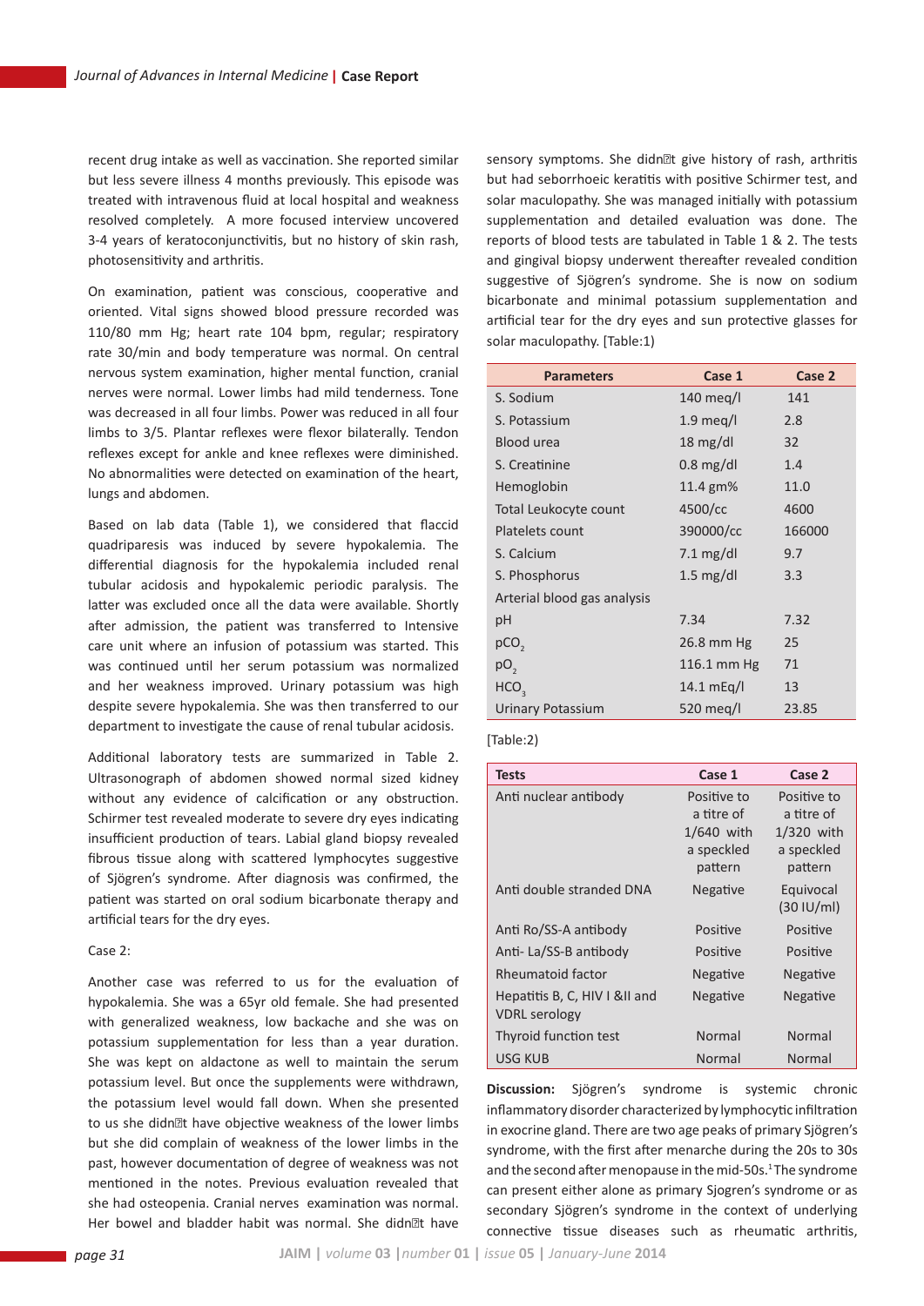recent drug intake as well as vaccination. She reported similar but less severe illness 4 months previously. This episode was treated with intravenous fluid at local hospital and weakness resolved completely. A more focused interview uncovered 3-4 years of keratoconjunctivitis, but no history of skin rash, photosensitivity and arthritis.

On examination, patient was conscious, cooperative and oriented. Vital signs showed blood pressure recorded was 110/80 mm Hg; heart rate 104 bpm, regular; respiratory rate 30/min and body temperature was normal. On central nervous system examination, higher mental function, cranial nerves were normal. Lower limbs had mild tenderness. Tone was decreased in all four limbs. Power was reduced in all four limbs to 3/5. Plantar reflexes were flexor bilaterally. Tendon reflexes except for ankle and knee reflexes were diminished. No abnormalities were detected on examination of the heart, lungs and abdomen.

Based on lab data (Table 1), we considered that flaccid quadriparesis was induced by severe hypokalemia. The differential diagnosis for the hypokalemia included renal tubular acidosis and hypokalemic periodic paralysis. The latter was excluded once all the data were available. Shortly after admission, the patient was transferred to Intensive care unit where an infusion of potassium was started. This was continued until her serum potassium was normalized and her weakness improved. Urinary potassium was high despite severe hypokalemia. She was then transferred to our department to investigate the cause of renal tubular acidosis.

Additional laboratory tests are summarized in Table 2. Ultrasonograph of abdomen showed normal sized kidney without any evidence of calcification or any obstruction. Schirmer test revealed moderate to severe dry eyes indicating insufficient production of tears. Labial gland biopsy revealed fibrous tissue along with scattered lymphocytes suggestive of Sjögren's syndrome. After diagnosis was confirmed, the patient was started on oral sodium bicarbonate therapy and artificial tears for the dry eyes.

Case 2:

Another case was referred to us for the evaluation of hypokalemia. She was a 65yr old female. She had presented with generalized weakness, low backache and she was on potassium supplementation for less than a year duration. She was kept on aldactone as well to maintain the serum potassium level. But once the supplements were withdrawn, the potassium level would fall down. When she presented to us she didn't have objective weakness of the lower limbs but she did complain of weakness of the lower limbs in the past, however documentation of degree of weakness was not mentioned in the notes. Previous evaluation revealed that she had osteopenia. Cranial nerves examination was normal. Her bowel and bladder habit was normal. She didn't have sensory symptoms. She didn't give history of rash, arthritis but had seborrhoeic keratitis with positive Schirmer test, and solar maculopathy. She was managed initially with potassium supplementation and detailed evaluation was done. The reports of blood tests are tabulated in Table 1 & 2. The tests and gingival biopsy underwent thereafter revealed condition suggestive of Sjögren's syndrome. She is now on sodium bicarbonate and minimal potassium supplementation and artificial tear for the dry eyes and sun protective glasses for solar maculopathy. [Table:1)

| Parameters | Case 1 | Case 2 |
|---|---|---|
| S. Sodium | 140 meq/l | 141 |
| S. Potassium | 1.9 meq/l | 2.8 |
| Blood urea | 18 mg/dl | 32 |
| S. Creatinine | 0.8 mg/dl | 1.4 |
| Hemoglobin | 11.4 gm% | 11.0 |
| Total Leukocyte count | 4500/cc | 4600 |
| Platelets count | 390000/cc | 166000 |
| S. Calcium | 7.1 mg/dl | 9.7 |
| S. Phosphorus | 1.5 mg/dl | 3.3 |
| Arterial blood gas analysis | | |
| pH | 7.34 | 7.32 |
| $pCO_2$ | 26.8 mm Hg | 25 |
| $pO_2$ | 116.1 mm Hg | 71 |
| $HCO_3$ | 14.1 mEq/l | 13 |
| Urinary Potassium | 520 meq/l | 23.85 |

[Table:2)

| Tests | Case 1 | Case 2 |
|---|---|---|
| Anti nuclear antibody | Positive to a titre of 1/640 with a speckled pattern | Positive to a titre of 1/320 with a speckled pattern |
| Anti double stranded DNA | Negative | Equivocal (30 IU/ml) |
| Anti Ro/SS-A antibody | Positive | Positive |
| Anti- La/SS-B antibody | Positive | Positive |
| Rheumatoid factor | Negative | Negative |
| Hepatitis B, C, HIV I &II and VDRL serology | Negative | Negative |
| Thyroid function test | Normal | Normal |
| USG KUB | Normal | Normal |

**Discussion:** Sjögren's syndrome is systemic chronic inflammatory disorder characterized by lymphocytic infiltration in exocrine gland. There are two age peaks of primary Sjögren's syndrome, with the first after menarche during the 20s to 30s and the second after menopause in the mid-50s.[1] The syndrome can present either alone as primary Sjogren's syndrome or as secondary Sjögren's syndrome in the context of underlying connective tissue diseases such as rheumatic arthritis,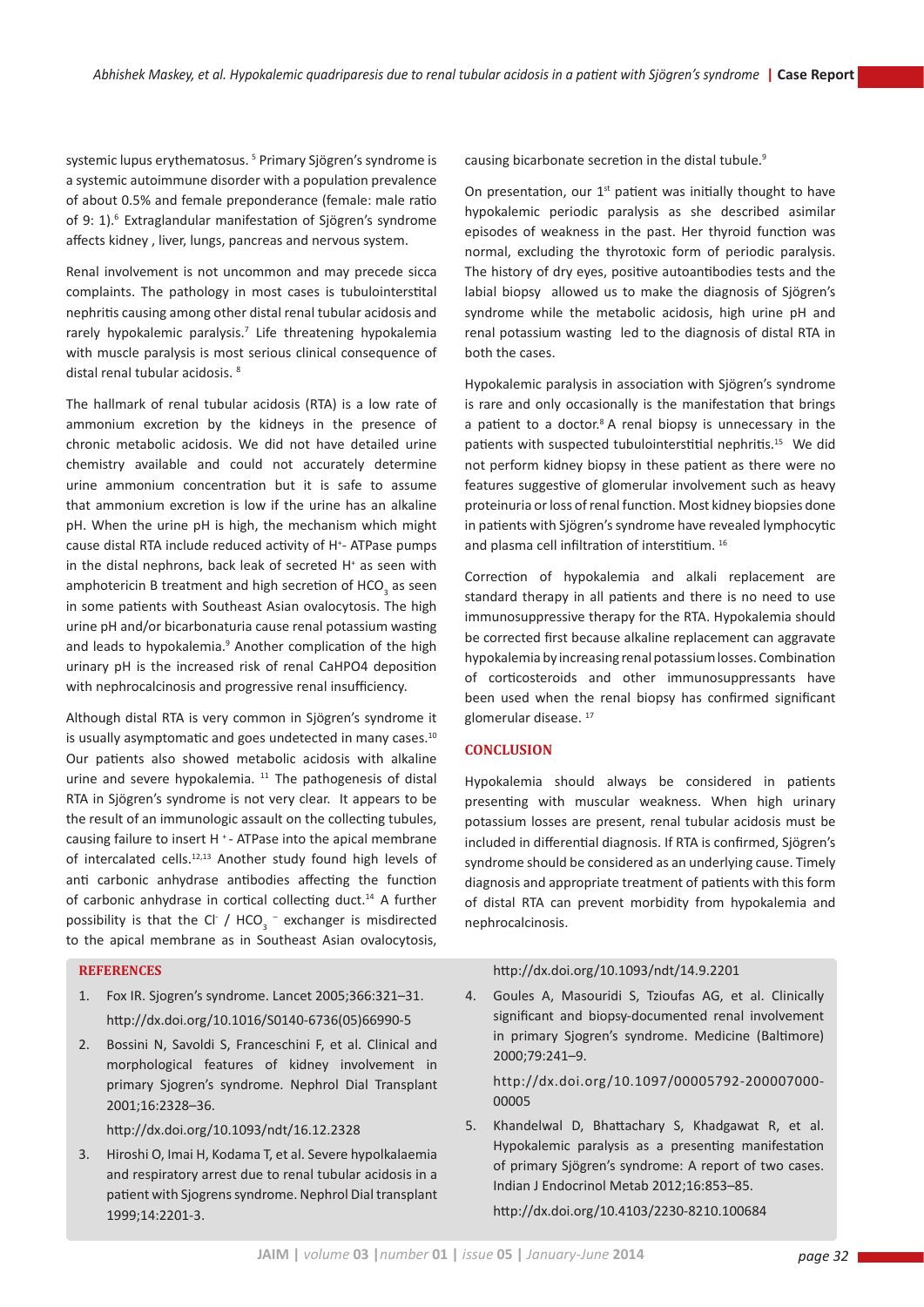systemic lupus erythematosus. [5] Primary Sjögren's syndrome is a systemic autoimmune disorder with a population prevalence of about 0.5% and female preponderance (female: male ratio of 9: 1).[6] Extraglandular manifestation of Sjögren's syndrome affects kidney , liver, lungs, pancreas and nervous system.

Renal involvement is not uncommon and may precede sicca complaints. The pathology in most cases is tubulointerstital nephritis causing among other distal renal tubular acidosis and rarely hypokalemic paralysis.[7] Life threatening hypokalemia with muscle paralysis is most serious clinical consequence of distal renal tubular acidosis. [8]

The hallmark of renal tubular acidosis (RTA) is a low rate of ammonium excretion by the kidneys in the presence of chronic metabolic acidosis. We did not have detailed urine chemistry available and could not accurately determine urine ammonium concentration but it is safe to assume that ammonium excretion is low if the urine has an alkaline pH. When the urine pH is high, the mechanism which might cause distal RTA include reduced activity of $H^+$- ATPase pumps in the distal nephrons, back leak of secreted $H^+$ as seen with amphotericin B treatment and high secretion of $HCO_3$ as seen in some patients with Southeast Asian ovalocytosis. The high urine pH and/or bicarbonaturia cause renal potassium wasting and leads to hypokalemia.[9] Another complication of the high urinary pH is the increased risk of renal $CaHPO4$ deposition with nephrocalcinosis and progressive renal insufficiency.

Although distal RTA is very common in Sjögren's syndrome it is usually asymptomatic and goes undetected in many cases.[10] Our patients also showed metabolic acidosis with alkaline urine and severe hypokalemia. [11] The pathogenesis of distal RTA in Sjögren's syndrome is not very clear. It appears to be the result of an immunologic assault on the collecting tubules, causing failure to insert $H^+$- ATPase into the apical membrane of intercalated cells.[12,13] Another study found high levels of anti carbonic anhydrase antibodies affecting the function of carbonic anhydrase in cortical collecting duct.[14] A further possibility is that the $Cl^-$ / $HCO_3^-$ exchanger is misdirected to the apical membrane as in Southeast Asian ovalocytosis, causing bicarbonate secretion in the distal tubule.[9]

On presentation, our 1[st] patient was initially thought to have hypokalemic periodic paralysis as she described asimilar episodes of weakness in the past. Her thyroid function was normal, excluding the thyrotoxic form of periodic paralysis. The history of dry eyes, positive autoantibodies tests and the labial biopsy allowed us to make the diagnosis of Sjögren's syndrome while the metabolic acidosis, high urine pH and renal potassium wasting led to the diagnosis of distal RTA in both the cases.

Hypokalemic paralysis in association with Sjögren's syndrome is rare and only occasionally is the manifestation that brings a patient to a doctor.[8] A renal biopsy is unnecessary in the patients with suspected tubulointerstitial nephritis.[15] We did not perform kidney biopsy in these patient as there were no features suggestive of glomerular involvement such as heavy proteinuria or loss of renal function. Most kidney biopsies done in patients with Sjögren's syndrome have revealed lymphocytic and plasma cell infiltration of interstitium. [16]

Correction of hypokalemia and alkali replacement are standard therapy in all patients and there is no need to use immunosuppressive therapy for the RTA. Hypokalemia should be corrected first because alkaline replacement can aggravate hypokalemia by increasing renal potassium losses. Combination of corticosteroids and other immunosuppressants have been used when the renal biopsy has confirmed significant glomerular disease. [17]

## CONCLUSION

Hypokalemia should always be considered in patients presenting with muscular weakness. When high urinary potassium losses are present, renal tubular acidosis must be included in differential diagnosis. If RTA is confirmed, Sjögren's syndrome should be considered as an underlying cause. Timely diagnosis and appropriate treatment of patients with this form of distal RTA can prevent morbidity from hypokalemia and nephrocalcinosis.

## REFERENCES

1. Fox IR. Sjogren's syndrome. Lancet 2005;366:321–31. http://dx.doi.org/10.1016/S0140-6736(05)66990-5
2. Bossini N, Savoldi S, Franceschini F, et al. Clinical and morphological features of kidney involvement in primary Sjogren's syndrome. Nephrol Dial Transplant 2001;16:2328–36. http://dx.doi.org/10.1093/ndt/16.12.2328
3. Hiroshi O, Imai H, Kodama T, et al. Severe hypolkalaemia and respiratory arrest due to renal tubular acidosis in a patient with Sjogrens syndrome. Nephrol Dial transplant 1999;14:2201-3. http://dx.doi.org/10.1093/ndt/14.9.2201
4. Goules A, Masouridi S, Tzioufas AG, et al. Clinically significant and biopsy-documented renal involvement in primary Sjogren's syndrome. Medicine (Baltimore) 2000;79:241–9. http://dx.doi.org/10.1097/00005792-200007000-00005
5. Khandelwal D, Bhattachary S, Khadgawat R, et al. Hypokalemic paralysis as a presenting manifestation of primary Sjögren's syndrome: A report of two cases. Indian J Endocrinol Metab 2012;16:853–85. http://dx.doi.org/10.4103/2230-8210.100684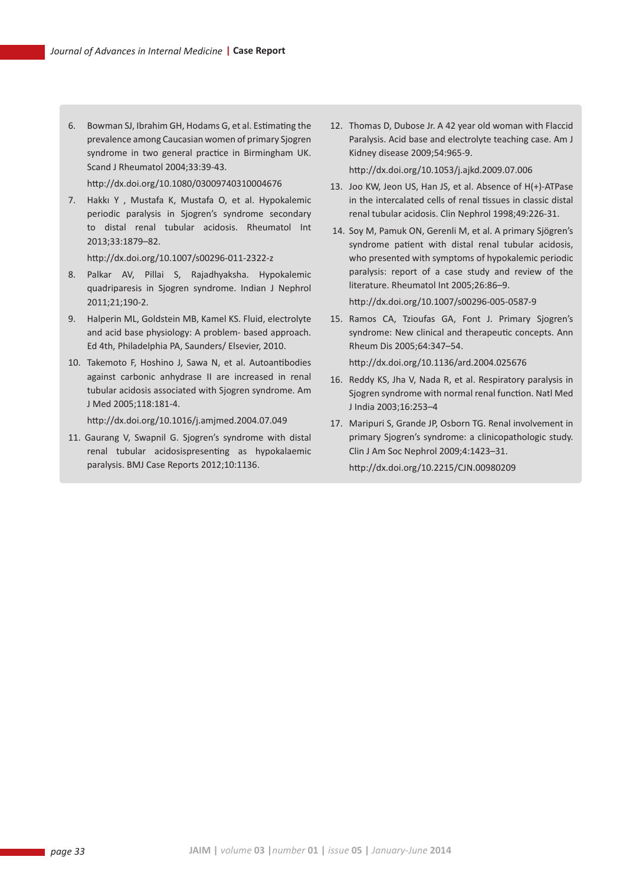6. Bowman SJ, Ibrahim GH, Hodams G, et al. Estimating the prevalence among Caucasian women of primary Sjogren syndrome in two general practice in Birmingham UK. Scand J Rheumatol 2004;33:39-43.

   http://dx.doi.org/10.1080/03009740310004676

7. Hakkı Y , Mustafa K, Mustafa O, et al. Hypokalemic periodic paralysis in Sjogren's syndrome secondary to distal renal tubular acidosis. Rheumatol Int 2013;33:1879–82.

   http://dx.doi.org/10.1007/s00296-011-2322-z

8. Palkar AV, Pillai S, Rajadhyaksha. Hypokalemic quadriparesis in Sjogren syndrome. Indian J Nephrol 2011;21;190-2.

9. Halperin ML, Goldstein MB, Kamel KS. Fluid, electrolyte and acid base physiology: A problem- based approach. Ed 4th, Philadelphia PA, Saunders/ Elsevier, 2010.

10. Takemoto F, Hoshino J, Sawa N, et al. Autoantibodies against carbonic anhydrase II are increased in renal tubular acidosis associated with Sjogren syndrome. Am J Med 2005;118:181-4.

    http://dx.doi.org/10.1016/j.amjmed.2004.07.049

11. Gaurang V, Swapnil G. Sjogren's syndrome with distal renal tubular acidosispresenting as hypokalaemic paralysis. BMJ Case Reports 2012;10:1136.

12. Thomas D, Dubose Jr. A 42 year old woman with Flaccid Paralysis. Acid base and electrolyte teaching case. Am J Kidney disease 2009;54:965-9.

    http://dx.doi.org/10.1053/j.ajkd.2009.07.006

13. Joo KW, Jeon US, Han JS, et al. Absence of H(+)-ATPase in the intercalated cells of renal tissues in classic distal renal tubular acidosis. Clin Nephrol 1998;49:226-31.

14. Soy M, Pamuk ON, Gerenli M, et al. A primary Sjögren's syndrome patient with distal renal tubular acidosis, who presented with symptoms of hypokalemic periodic paralysis: report of a case study and review of the literature. Rheumatol Int 2005;26:86–9.

    http://dx.doi.org/10.1007/s00296-005-0587-9

15. Ramos CA, Tzioufas GA, Font J. Primary Sjogren's syndrome: New clinical and therapeutic concepts. Ann Rheum Dis 2005;64:347–54.

    http://dx.doi.org/10.1136/ard.2004.025676

16. Reddy KS, Jha V, Nada R, et al. Respiratory paralysis in Sjogren syndrome with normal renal function. Natl Med J India 2003;16:253–4

17. Maripuri S, Grande JP, Osborn TG. Renal involvement in primary Sjogren's syndrome: a clinicopathologic study. Clin J Am Soc Nephrol 2009;4:1423–31.

    http://dx.doi.org/10.2215/CJN.00980209